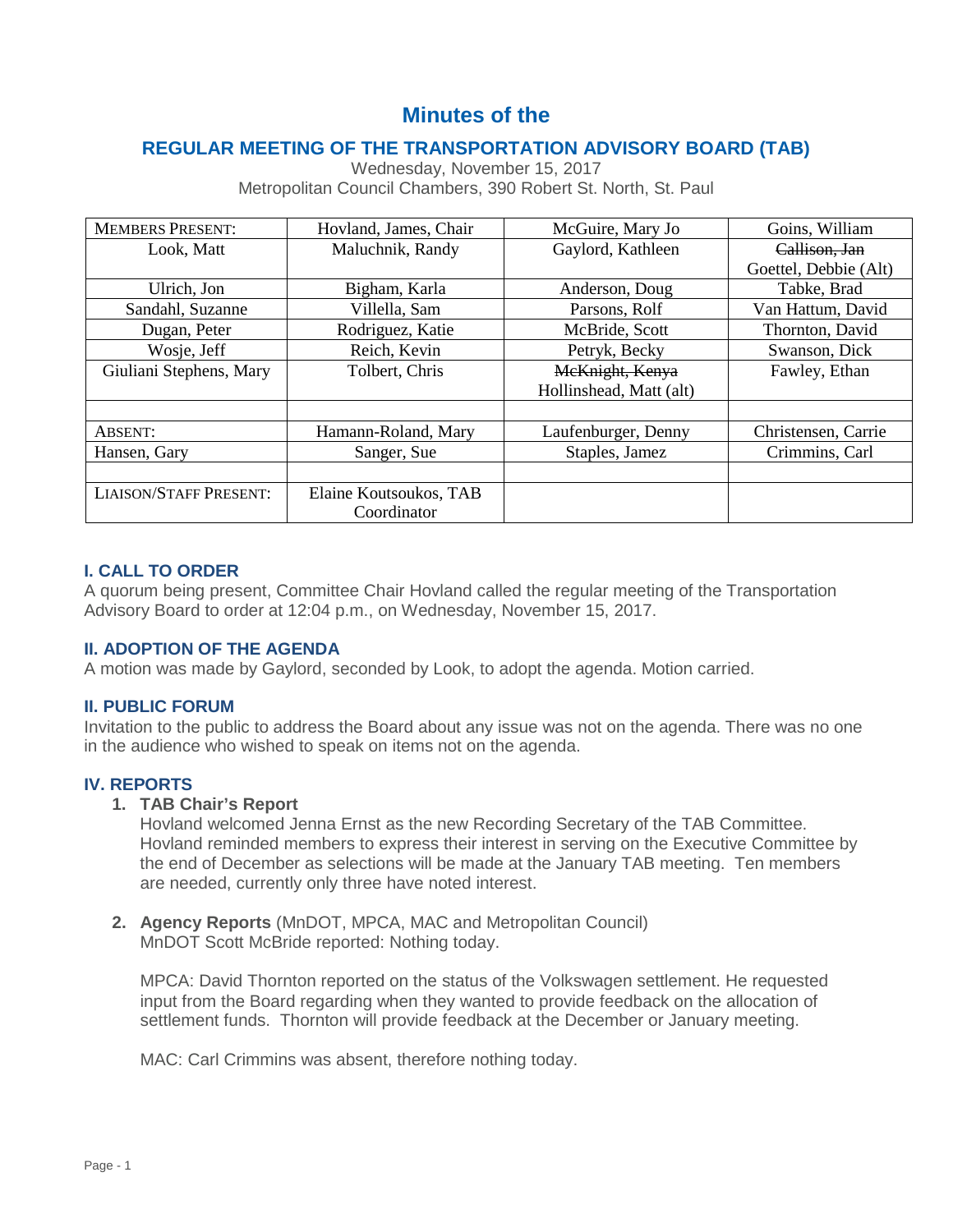# Minutes of the

## REGULAR MEETING OF THE TRANSPORTATION ADVISORY BOARD (TAB)

Wednesday, November 15, 2017
Metropolitan Council Chambers, 390 Robert St. North, St. Paul

| MEMBERS PRESENT: | Hovland, James, Chair | McGuire, Mary Jo | Goins, William |
|---|---|---|---|
| Look, Matt | Maluchnik, Randy | Gaylord, Kathleen | ~~Callison, Jan~~ Goettel, Debbie (Alt) |
| Ulrich, Jon | Bigham, Karla | Anderson, Doug | Tabke, Brad |
| Sandahl, Suzanne | Villella, Sam | Parsons, Rolf | Van Hattum, David |
| Dugan, Peter | Rodriguez, Katie | McBride, Scott | Thornton, David |
| Wosje, Jeff | Reich, Kevin | Petryk, Becky | Swanson, Dick |
| Giuliani Stephens, Mary | Tolbert, Chris | ~~McKnight, Kenya~~ Hollinshead, Matt (alt) | Fawley, Ethan |
| | | | |
| ABSENT: | Hamann-Roland, Mary | Laufenburger, Denny | Christensen, Carrie |
| Hansen, Gary | Sanger, Sue | Staples, Jamez | Crimmins, Carl |
| | | | |
| LIAISON/STAFF PRESENT: | Elaine Koutsoukos, TAB Coordinator | | |

### I. CALL TO ORDER

A quorum being present, Committee Chair Hovland called the regular meeting of the Transportation Advisory Board to order at 12:04 p.m., on Wednesday, November 15, 2017.

### II. ADOPTION OF THE AGENDA

A motion was made by Gaylord, seconded by Look, to adopt the agenda. Motion carried.

### II. PUBLIC FORUM

Invitation to the public to address the Board about any issue was not on the agenda. There was no one in the audience who wished to speak on items not on the agenda.

### IV. REPORTS

1. **TAB Chair's Report**
   Hovland welcomed Jenna Ernst as the new Recording Secretary of the TAB Committee. Hovland reminded members to express their interest in serving on the Executive Committee by the end of December as selections will be made at the January TAB meeting. Ten members are needed, currently only three have noted interest.

2. **Agency Reports** (MnDOT, MPCA, MAC and Metropolitan Council)
   MnDOT Scott McBride reported: Nothing today.

   MPCA: David Thornton reported on the status of the Volkswagen settlement. He requested input from the Board regarding when they wanted to provide feedback on the allocation of settlement funds. Thornton will provide feedback at the December or January meeting.

   MAC: Carl Crimmins was absent, therefore nothing today.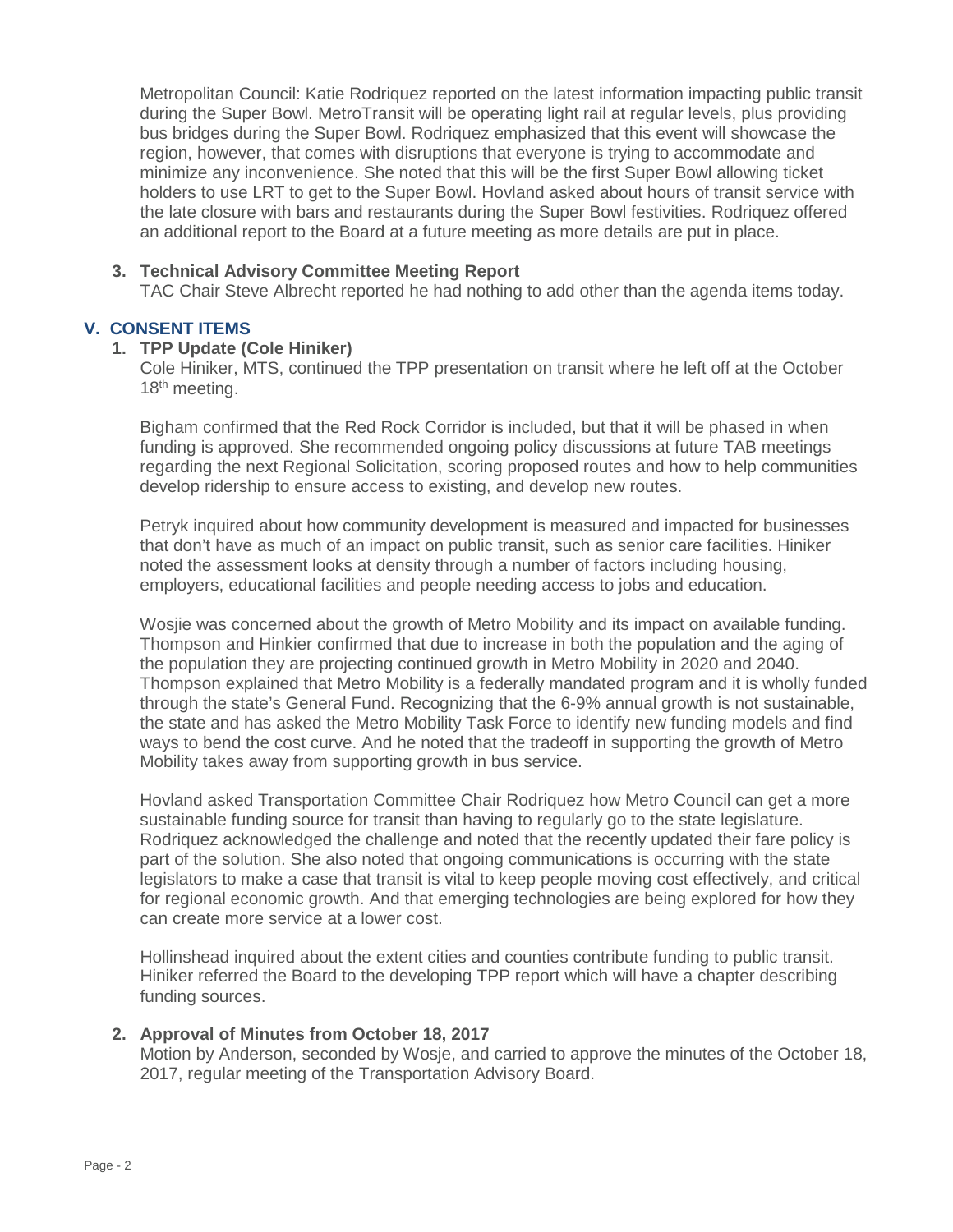Metropolitan Council: Katie Rodriquez reported on the latest information impacting public transit during the Super Bowl. MetroTransit will be operating light rail at regular levels, plus providing bus bridges during the Super Bowl. Rodriquez emphasized that this event will showcase the region, however, that comes with disruptions that everyone is trying to accommodate and minimize any inconvenience. She noted that this will be the first Super Bowl allowing ticket holders to use LRT to get to the Super Bowl. Hovland asked about hours of transit service with the late closure with bars and restaurants during the Super Bowl festivities. Rodriquez offered an additional report to the Board at a future meeting as more details are put in place.

**3. Technical Advisory Committee Meeting Report**

TAC Chair Steve Albrecht reported he had nothing to add other than the agenda items today.

## V. CONSENT ITEMS

**1. TPP Update (Cole Hiniker)**

Cole Hiniker, MTS, continued the TPP presentation on transit where he left off at the October 18th meeting.

Bigham confirmed that the Red Rock Corridor is included, but that it will be phased in when funding is approved. She recommended ongoing policy discussions at future TAB meetings regarding the next Regional Solicitation, scoring proposed routes and how to help communities develop ridership to ensure access to existing, and develop new routes.

Petryk inquired about how community development is measured and impacted for businesses that don't have as much of an impact on public transit, such as senior care facilities. Hiniker noted the assessment looks at density through a number of factors including housing, employers, educational facilities and people needing access to jobs and education.

Wosjie was concerned about the growth of Metro Mobility and its impact on available funding. Thompson and Hinkier confirmed that due to increase in both the population and the aging of the population they are projecting continued growth in Metro Mobility in 2020 and 2040. Thompson explained that Metro Mobility is a federally mandated program and it is wholly funded through the state's General Fund. Recognizing that the 6-9% annual growth is not sustainable, the state and has asked the Metro Mobility Task Force to identify new funding models and find ways to bend the cost curve. And he noted that the tradeoff in supporting the growth of Metro Mobility takes away from supporting growth in bus service.

Hovland asked Transportation Committee Chair Rodriquez how Metro Council can get a more sustainable funding source for transit than having to regularly go to the state legislature. Rodriquez acknowledged the challenge and noted that the recently updated their fare policy is part of the solution. She also noted that ongoing communications is occurring with the state legislators to make a case that transit is vital to keep people moving cost effectively, and critical for regional economic growth. And that emerging technologies are being explored for how they can create more service at a lower cost.

Hollinshead inquired about the extent cities and counties contribute funding to public transit. Hiniker referred the Board to the developing TPP report which will have a chapter describing funding sources.

**2. Approval of Minutes from October 18, 2017**

Motion by Anderson, seconded by Wosje, and carried to approve the minutes of the October 18, 2017, regular meeting of the Transportation Advisory Board.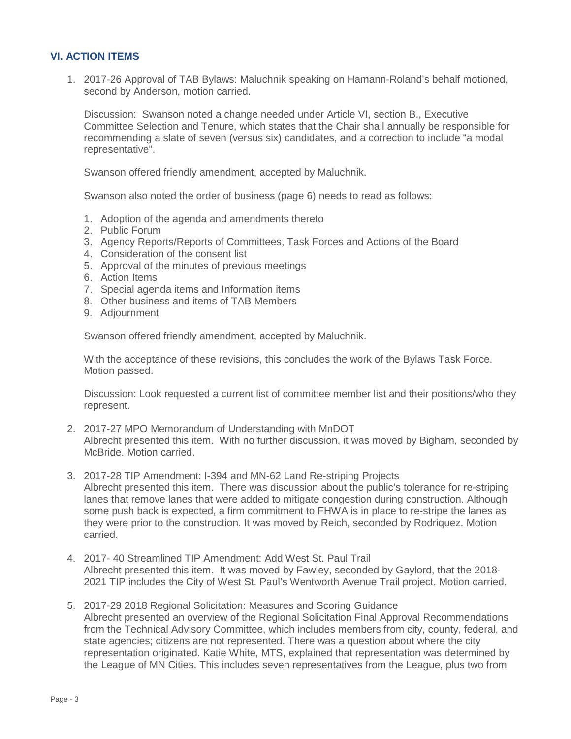## VI. ACTION ITEMS

1. 2017-26 Approval of TAB Bylaws: Maluchnik speaking on Hamann-Roland's behalf motioned, second by Anderson, motion carried.

   Discussion: Swanson noted a change needed under Article VI, section B., Executive Committee Selection and Tenure, which states that the Chair shall annually be responsible for recommending a slate of seven (versus six) candidates, and a correction to include "a modal representative".

   Swanson offered friendly amendment, accepted by Maluchnik.

   Swanson also noted the order of business (page 6) needs to read as follows:

   1. Adoption of the agenda and amendments thereto
   2. Public Forum
   3. Agency Reports/Reports of Committees, Task Forces and Actions of the Board
   4. Consideration of the consent list
   5. Approval of the minutes of previous meetings
   6. Action Items
   7. Special agenda items and Information items
   8. Other business and items of TAB Members
   9. Adjournment

   Swanson offered friendly amendment, accepted by Maluchnik.

   With the acceptance of these revisions, this concludes the work of the Bylaws Task Force. Motion passed.

   Discussion: Look requested a current list of committee member list and their positions/who they represent.

2. 2017-27 MPO Memorandum of Understanding with MnDOT
   Albrecht presented this item. With no further discussion, it was moved by Bigham, seconded by McBride. Motion carried.

3. 2017-28 TIP Amendment: I-394 and MN-62 Land Re-striping Projects
   Albrecht presented this item. There was discussion about the public's tolerance for re-striping lanes that remove lanes that were added to mitigate congestion during construction. Although some push back is expected, a firm commitment to FHWA is in place to re-stripe the lanes as they were prior to the construction. It was moved by Reich, seconded by Rodriquez. Motion carried.

4. 2017- 40 Streamlined TIP Amendment: Add West St. Paul Trail
   Albrecht presented this item. It was moved by Fawley, seconded by Gaylord, that the 2018-2021 TIP includes the City of West St. Paul's Wentworth Avenue Trail project. Motion carried.

5. 2017-29 2018 Regional Solicitation: Measures and Scoring Guidance
   Albrecht presented an overview of the Regional Solicitation Final Approval Recommendations from the Technical Advisory Committee, which includes members from city, county, federal, and state agencies; citizens are not represented. There was a question about where the city representation originated. Katie White, MTS, explained that representation was determined by the League of MN Cities. This includes seven representatives from the League, plus two from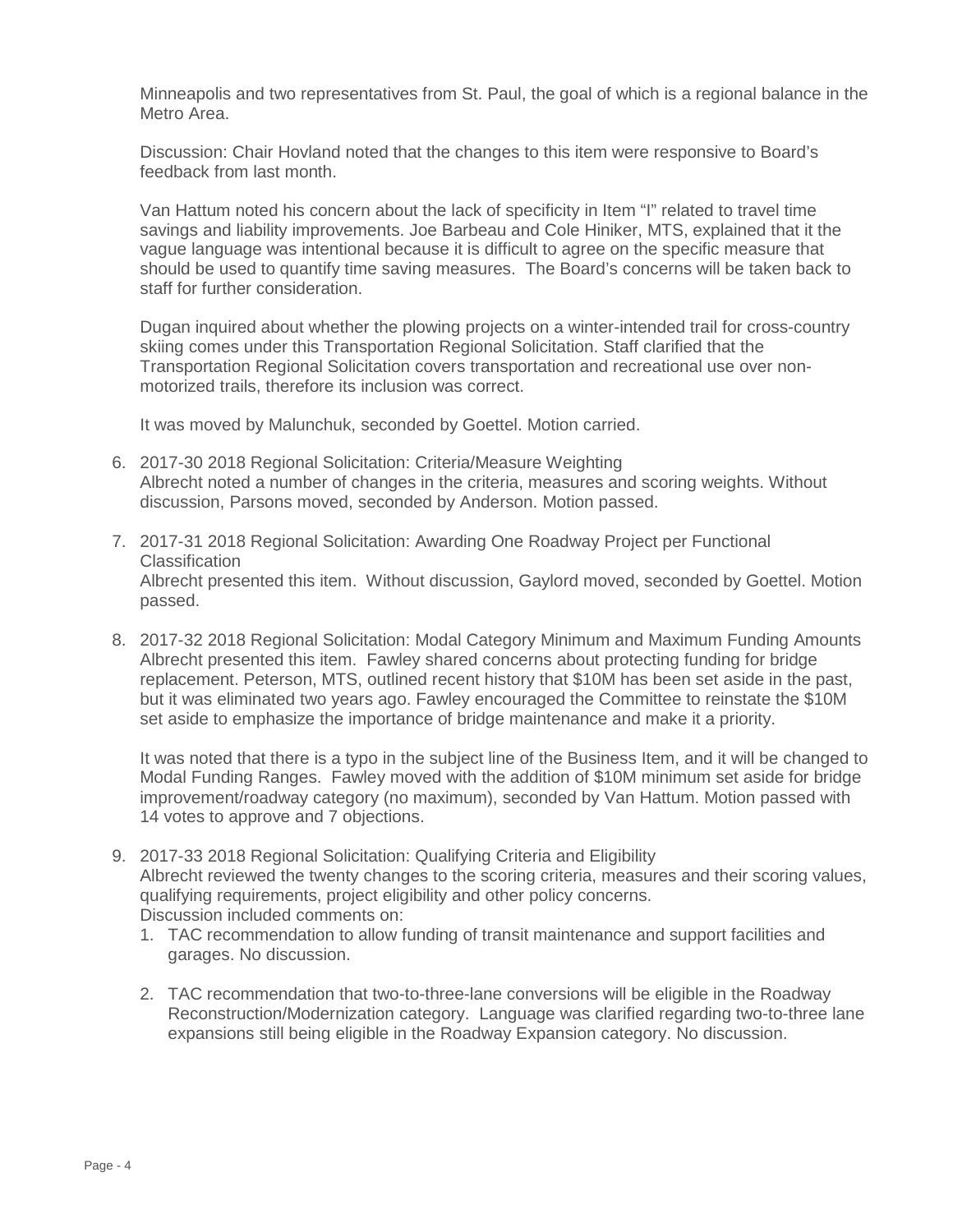Minneapolis and two representatives from St. Paul, the goal of which is a regional balance in the Metro Area.

Discussion: Chair Hovland noted that the changes to this item were responsive to Board's feedback from last month.

Van Hattum noted his concern about the lack of specificity in Item "I" related to travel time savings and liability improvements. Joe Barbeau and Cole Hiniker, MTS, explained that it the vague language was intentional because it is difficult to agree on the specific measure that should be used to quantify time saving measures. The Board's concerns will be taken back to staff for further consideration.

Dugan inquired about whether the plowing projects on a winter-intended trail for cross-country skiing comes under this Transportation Regional Solicitation. Staff clarified that the Transportation Regional Solicitation covers transportation and recreational use over non-motorized trails, therefore its inclusion was correct.

It was moved by Malunchuk, seconded by Goettel. Motion carried.

6. 2017-30 2018 Regional Solicitation: Criteria/Measure Weighting
   Albrecht noted a number of changes in the criteria, measures and scoring weights. Without discussion, Parsons moved, seconded by Anderson. Motion passed.

7. 2017-31 2018 Regional Solicitation: Awarding One Roadway Project per Functional Classification
   Albrecht presented this item. Without discussion, Gaylord moved, seconded by Goettel. Motion passed.

8. 2017-32 2018 Regional Solicitation: Modal Category Minimum and Maximum Funding Amounts
   Albrecht presented this item. Fawley shared concerns about protecting funding for bridge replacement. Peterson, MTS, outlined recent history that $10M has been set aside in the past, but it was eliminated two years ago. Fawley encouraged the Committee to reinstate the $10M set aside to emphasize the importance of bridge maintenance and make it a priority.

   It was noted that there is a typo in the subject line of the Business Item, and it will be changed to Modal Funding Ranges. Fawley moved with the addition of $10M minimum set aside for bridge improvement/roadway category (no maximum), seconded by Van Hattum. Motion passed with 14 votes to approve and 7 objections.

9. 2017-33 2018 Regional Solicitation: Qualifying Criteria and Eligibility
   Albrecht reviewed the twenty changes to the scoring criteria, measures and their scoring values, qualifying requirements, project eligibility and other policy concerns.
   Discussion included comments on:
   1. TAC recommendation to allow funding of transit maintenance and support facilities and garages. No discussion.
   2. TAC recommendation that two-to-three-lane conversions will be eligible in the Roadway Reconstruction/Modernization category. Language was clarified regarding two-to-three lane expansions still being eligible in the Roadway Expansion category. No discussion.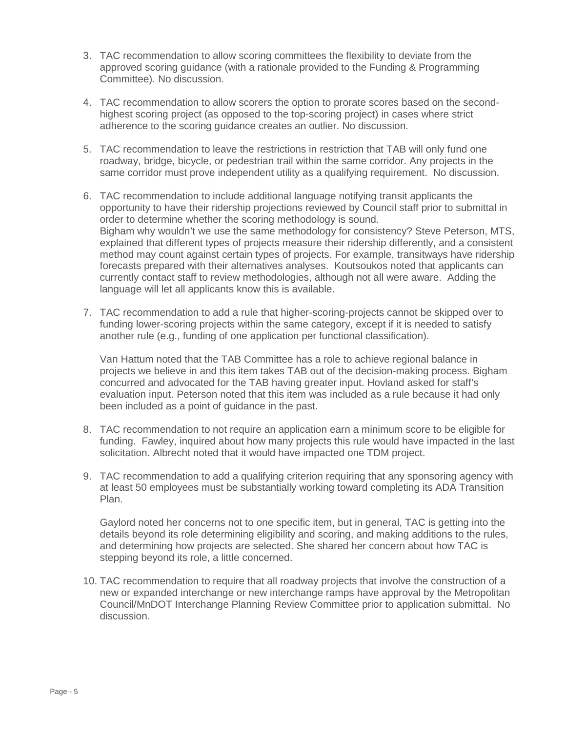3. TAC recommendation to allow scoring committees the flexibility to deviate from the approved scoring guidance (with a rationale provided to the Funding & Programming Committee). No discussion.

4. TAC recommendation to allow scorers the option to prorate scores based on the second-highest scoring project (as opposed to the top-scoring project) in cases where strict adherence to the scoring guidance creates an outlier. No discussion.

5. TAC recommendation to leave the restrictions in restriction that TAB will only fund one roadway, bridge, bicycle, or pedestrian trail within the same corridor. Any projects in the same corridor must prove independent utility as a qualifying requirement. No discussion.

6. TAC recommendation to include additional language notifying transit applicants the opportunity to have their ridership projections reviewed by Council staff prior to submittal in order to determine whether the scoring methodology is sound.
   Bigham why wouldn't we use the same methodology for consistency? Steve Peterson, MTS, explained that different types of projects measure their ridership differently, and a consistent method may count against certain types of projects. For example, transitways have ridership forecasts prepared with their alternatives analyses. Koutsoukos noted that applicants can currently contact staff to review methodologies, although not all were aware. Adding the language will let all applicants know this is available.

7. TAC recommendation to add a rule that higher-scoring-projects cannot be skipped over to funding lower-scoring projects within the same category, except if it is needed to satisfy another rule (e.g., funding of one application per functional classification).

   Van Hattum noted that the TAB Committee has a role to achieve regional balance in projects we believe in and this item takes TAB out of the decision-making process. Bigham concurred and advocated for the TAB having greater input. Hovland asked for staff's evaluation input. Peterson noted that this item was included as a rule because it had only been included as a point of guidance in the past.

8. TAC recommendation to not require an application earn a minimum score to be eligible for funding. Fawley, inquired about how many projects this rule would have impacted in the last solicitation. Albrecht noted that it would have impacted one TDM project.

9. TAC recommendation to add a qualifying criterion requiring that any sponsoring agency with at least 50 employees must be substantially working toward completing its ADA Transition Plan.

   Gaylord noted her concerns not to one specific item, but in general, TAC is getting into the details beyond its role determining eligibility and scoring, and making additions to the rules, and determining how projects are selected. She shared her concern about how TAC is stepping beyond its role, a little concerned.

10. TAC recommendation to require that all roadway projects that involve the construction of a new or expanded interchange or new interchange ramps have approval by the Metropolitan Council/MnDOT Interchange Planning Review Committee prior to application submittal. No discussion.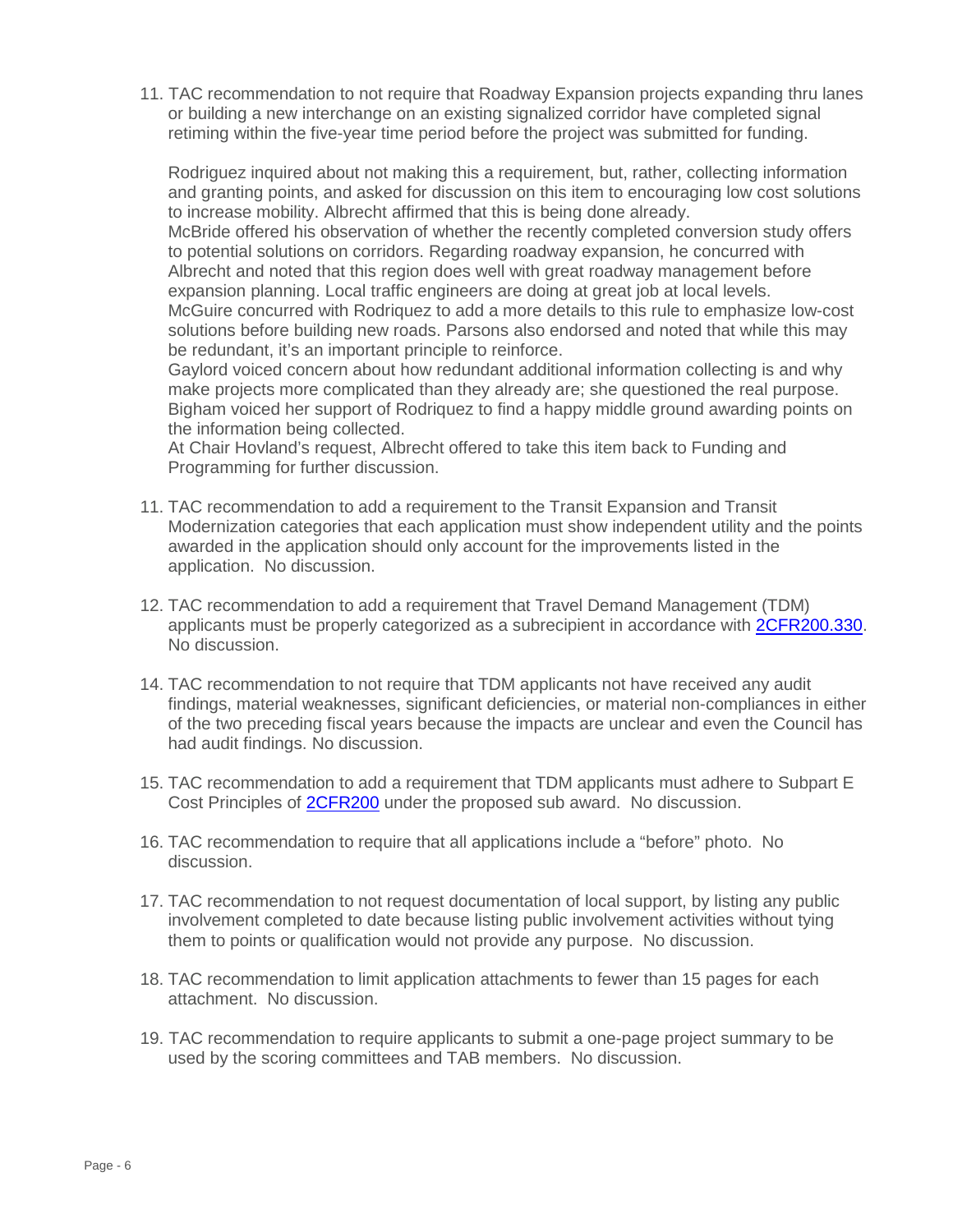11. TAC recommendation to not require that Roadway Expansion projects expanding thru lanes or building a new interchange on an existing signalized corridor have completed signal retiming within the five-year time period before the project was submitted for funding.

    Rodriguez inquired about not making this a requirement, but, rather, collecting information and granting points, and asked for discussion on this item to encouraging low cost solutions to increase mobility. Albrecht affirmed that this is being done already.
    McBride offered his observation of whether the recently completed conversion study offers to potential solutions on corridors. Regarding roadway expansion, he concurred with Albrecht and noted that this region does well with great roadway management before expansion planning. Local traffic engineers are doing at great job at local levels.
    McGuire concurred with Rodriquez to add a more details to this rule to emphasize low-cost solutions before building new roads. Parsons also endorsed and noted that while this may be redundant, it's an important principle to reinforce.
    Gaylord voiced concern about how redundant additional information collecting is and why make projects more complicated than they already are; she questioned the real purpose.
    Bigham voiced her support of Rodriquez to find a happy middle ground awarding points on the information being collected.
    At Chair Hovland's request, Albrecht offered to take this item back to Funding and Programming for further discussion.

11. TAC recommendation to add a requirement to the Transit Expansion and Transit Modernization categories that each application must show independent utility and the points awarded in the application should only account for the improvements listed in the application. No discussion.

12. TAC recommendation to add a requirement that Travel Demand Management (TDM) applicants must be properly categorized as a subrecipient in accordance with [2CFR200.330](). No discussion.

14. TAC recommendation to not require that TDM applicants not have received any audit findings, material weaknesses, significant deficiencies, or material non-compliances in either of the two preceding fiscal years because the impacts are unclear and even the Council has had audit findings. No discussion.

15. TAC recommendation to add a requirement that TDM applicants must adhere to Subpart E Cost Principles of [2CFR200]() under the proposed sub award. No discussion.

16. TAC recommendation to require that all applications include a "before" photo. No discussion.

17. TAC recommendation to not request documentation of local support, by listing any public involvement completed to date because listing public involvement activities without tying them to points or qualification would not provide any purpose. No discussion.

18. TAC recommendation to limit application attachments to fewer than 15 pages for each attachment. No discussion.

19. TAC recommendation to require applicants to submit a one-page project summary to be used by the scoring committees and TAB members. No discussion.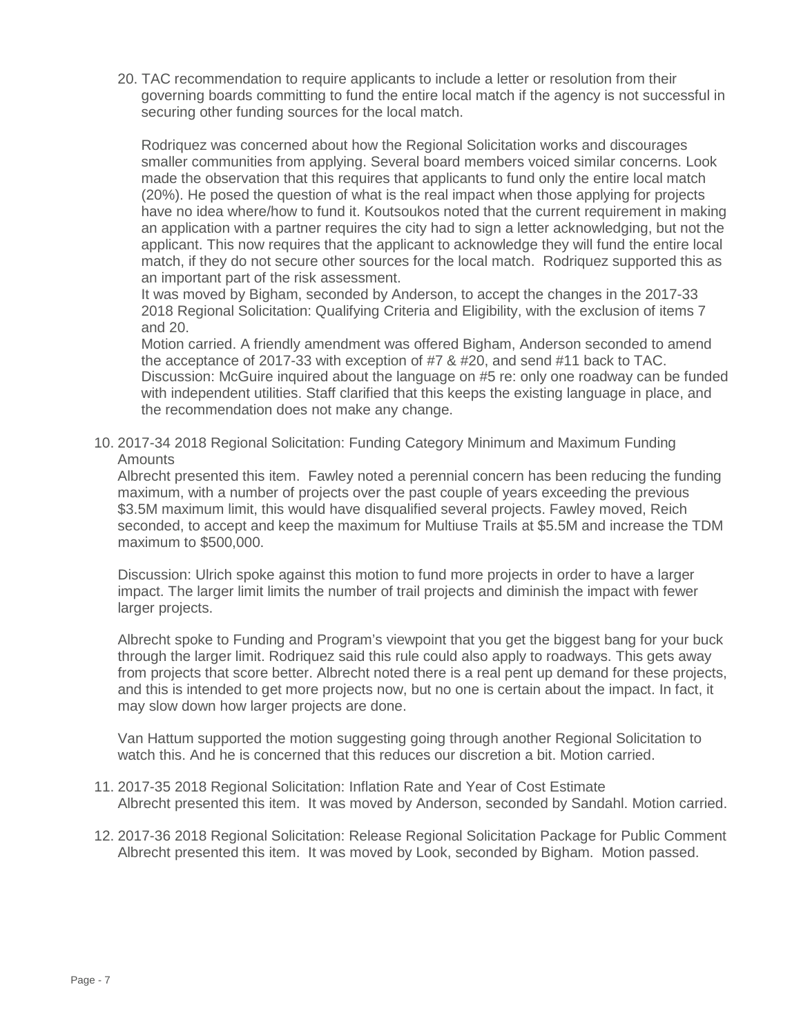20. TAC recommendation to require applicants to include a letter or resolution from their governing boards committing to fund the entire local match if the agency is not successful in securing other funding sources for the local match.

    Rodriquez was concerned about how the Regional Solicitation works and discourages smaller communities from applying. Several board members voiced similar concerns. Look made the observation that this requires that applicants to fund only the entire local match (20%). He posed the question of what is the real impact when those applying for projects have no idea where/how to fund it. Koutsoukos noted that the current requirement in making an application with a partner requires the city had to sign a letter acknowledging, but not the applicant. This now requires that the applicant to acknowledge they will fund the entire local match, if they do not secure other sources for the local match. Rodriquez supported this as an important part of the risk assessment.
    It was moved by Bigham, seconded by Anderson, to accept the changes in the 2017-33 2018 Regional Solicitation: Qualifying Criteria and Eligibility, with the exclusion of items 7 and 20.
    Motion carried. A friendly amendment was offered Bigham, Anderson seconded to amend the acceptance of 2017-33 with exception of #7 & #20, and send #11 back to TAC.
    Discussion: McGuire inquired about the language on #5 re: only one roadway can be funded with independent utilities. Staff clarified that this keeps the existing language in place, and the recommendation does not make any change.

10. 2017-34 2018 Regional Solicitation: Funding Category Minimum and Maximum Funding Amounts
    Albrecht presented this item. Fawley noted a perennial concern has been reducing the funding maximum, with a number of projects over the past couple of years exceeding the previous $3.5M maximum limit, this would have disqualified several projects. Fawley moved, Reich seconded, to accept and keep the maximum for Multiuse Trails at $5.5M and increase the TDM maximum to $500,000.

    Discussion: Ulrich spoke against this motion to fund more projects in order to have a larger impact. The larger limit limits the number of trail projects and diminish the impact with fewer larger projects.

    Albrecht spoke to Funding and Program's viewpoint that you get the biggest bang for your buck through the larger limit. Rodriquez said this rule could also apply to roadways. This gets away from projects that score better. Albrecht noted there is a real pent up demand for these projects, and this is intended to get more projects now, but no one is certain about the impact. In fact, it may slow down how larger projects are done.

    Van Hattum supported the motion suggesting going through another Regional Solicitation to watch this. And he is concerned that this reduces our discretion a bit. Motion carried.

11. 2017-35 2018 Regional Solicitation: Inflation Rate and Year of Cost Estimate
    Albrecht presented this item. It was moved by Anderson, seconded by Sandahl. Motion carried.

12. 2017-36 2018 Regional Solicitation: Release Regional Solicitation Package for Public Comment
    Albrecht presented this item. It was moved by Look, seconded by Bigham. Motion passed.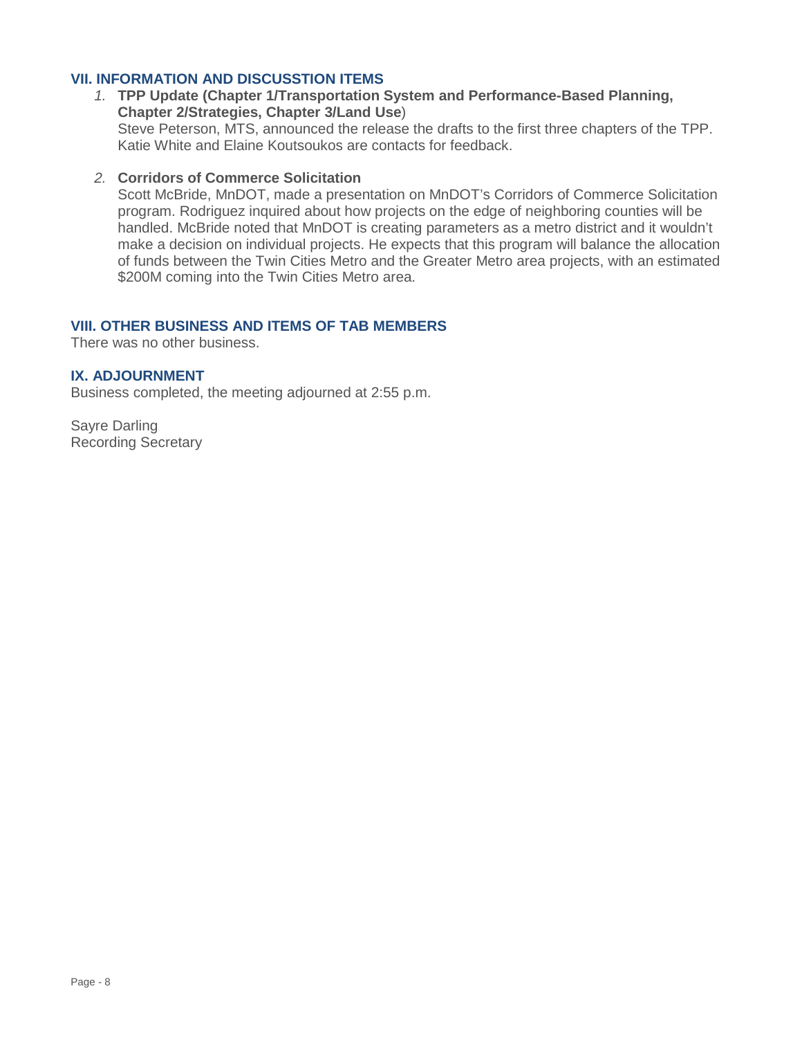## VII. INFORMATION AND DISCUSSTION ITEMS

1. **TPP Update (Chapter 1/Transportation System and Performance-Based Planning, Chapter 2/Strategies, Chapter 3/Land Use**)
   Steve Peterson, MTS, announced the release the drafts to the first three chapters of the TPP. Katie White and Elaine Koutsoukos are contacts for feedback.

2. **Corridors of Commerce Solicitation**
   Scott McBride, MnDOT, made a presentation on MnDOT's Corridors of Commerce Solicitation program. Rodriguez inquired about how projects on the edge of neighboring counties will be handled. McBride noted that MnDOT is creating parameters as a metro district and it wouldn't make a decision on individual projects. He expects that this program will balance the allocation of funds between the Twin Cities Metro and the Greater Metro area projects, with an estimated $200M coming into the Twin Cities Metro area.

## VIII. OTHER BUSINESS AND ITEMS OF TAB MEMBERS

There was no other business.

## IX. ADJOURNMENT

Business completed, the meeting adjourned at 2:55 p.m.

Sayre Darling
Recording Secretary